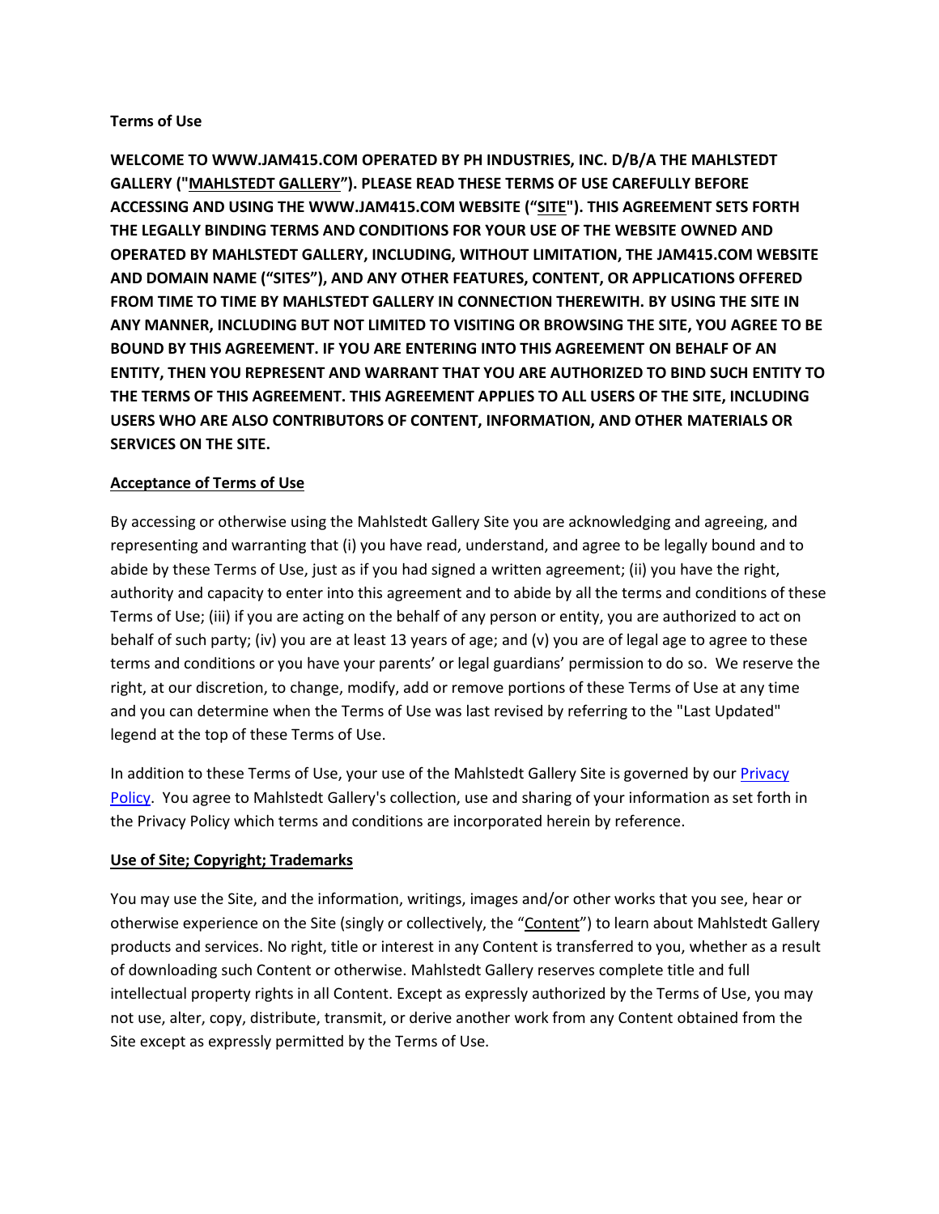**Terms of Use**

**WELCOME TO WWW.JAM415.COM OPERATED BY PH INDUSTRIES, INC. D/B/A THE MAHLSTEDT GALLERY ("MAHLSTEDT GALLERY"). PLEASE READ THESE TERMS OF USE CAREFULLY BEFORE ACCESSING AND USING THE WWW.JAM415.COM WEBSITE ("SITE"). THIS AGREEMENT SETS FORTH THE LEGALLY BINDING TERMS AND CONDITIONS FOR YOUR USE OF THE WEBSITE OWNED AND OPERATED BY MAHLSTEDT GALLERY, INCLUDING, WITHOUT LIMITATION, THE JAM415.COM WEBSITE AND DOMAIN NAME ("SITES"), AND ANY OTHER FEATURES, CONTENT, OR APPLICATIONS OFFERED FROM TIME TO TIME BY MAHLSTEDT GALLERY IN CONNECTION THEREWITH. BY USING THE SITE IN ANY MANNER, INCLUDING BUT NOT LIMITED TO VISITING OR BROWSING THE SITE, YOU AGREE TO BE BOUND BY THIS AGREEMENT. IF YOU ARE ENTERING INTO THIS AGREEMENT ON BEHALF OF AN ENTITY, THEN YOU REPRESENT AND WARRANT THAT YOU ARE AUTHORIZED TO BIND SUCH ENTITY TO THE TERMS OF THIS AGREEMENT. THIS AGREEMENT APPLIES TO ALL USERS OF THE SITE, INCLUDING USERS WHO ARE ALSO CONTRIBUTORS OF CONTENT, INFORMATION, AND OTHER MATERIALS OR SERVICES ON THE SITE.**

**Acceptance of Terms of Use**

By accessing or otherwise using the Mahlstedt Gallery Site you are acknowledging and agreeing, and representing and warranting that (i) you have read, understand, and agree to be legally bound and to abide by these Terms of Use, just as if you had signed a written agreement; (ii) you have the right, authority and capacity to enter into this agreement and to abide by all the terms and conditions of these Terms of Use; (iii) if you are acting on the behalf of any person or entity, you are authorized to act on behalf of such party; (iv) you are at least 13 years of age; and (v) you are of legal age to agree to these terms and conditions or you have your parents' or legal guardians' permission to do so. We reserve the right, at our discretion, to change, modify, add or remove portions of these Terms of Use at any time and you can determine when the Terms of Use was last revised by referring to the "Last Updated" legend at the top of these Terms of Use.

In addition to these Terms of Use, your use of the Mahlstedt Gallery Site is governed by our Privacy Policy. You agree to Mahlstedt Gallery's collection, use and sharing of your information as set forth in the Privacy Policy which terms and conditions are incorporated herein by reference.

**Use of Site; Copyright; Trademarks**

You may use the Site, and the information, writings, images and/or other works that you see, hear or otherwise experience on the Site (singly or collectively, the "Content") to learn about Mahlstedt Gallery products and services. No right, title or interest in any Content is transferred to you, whether as a result of downloading such Content or otherwise. Mahlstedt Gallery reserves complete title and full intellectual property rights in all Content. Except as expressly authorized by the Terms of Use, you may not use, alter, copy, distribute, transmit, or derive another work from any Content obtained from the Site except as expressly permitted by the Terms of Use.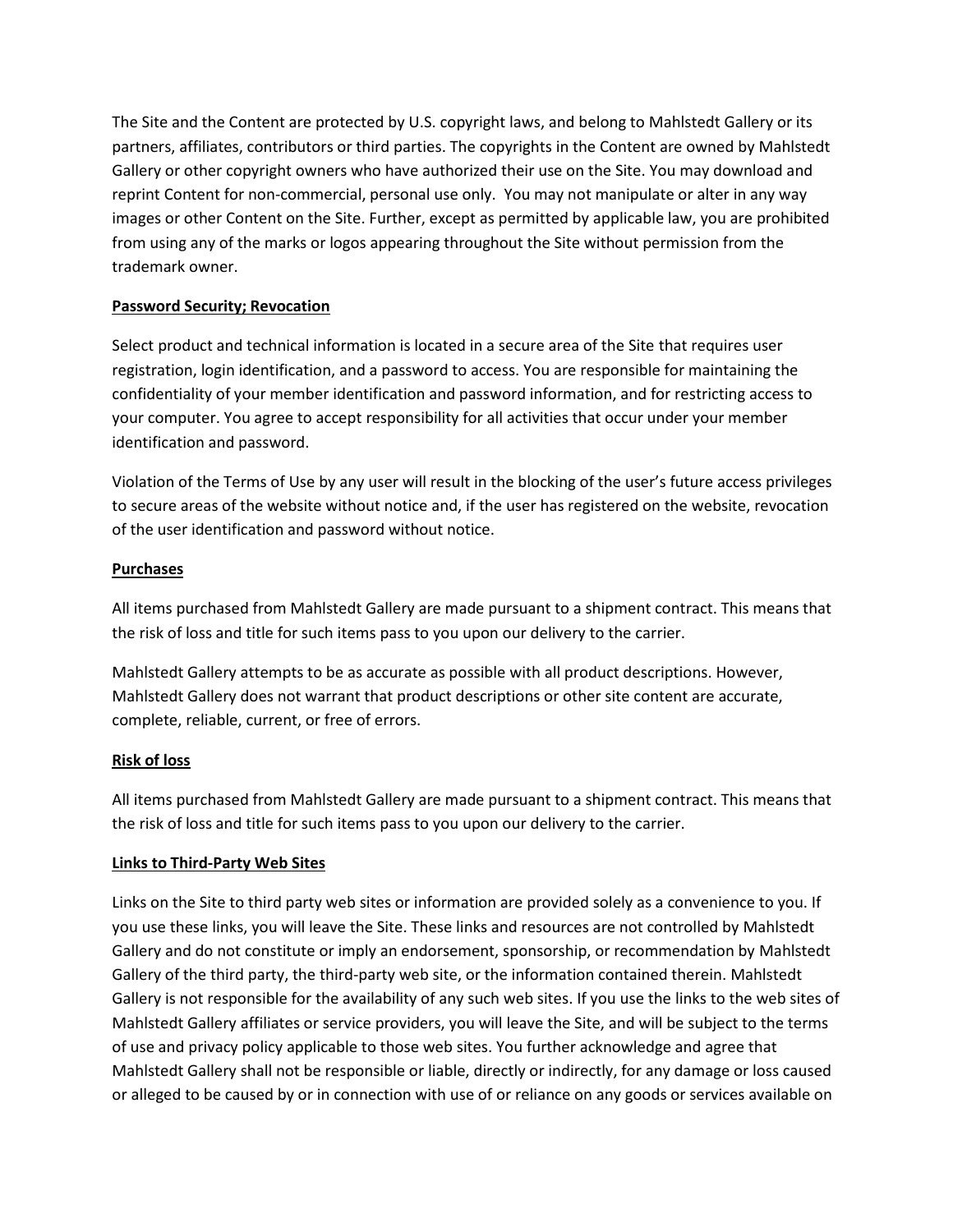The Site and the Content are protected by U.S. copyright laws, and belong to Mahlstedt Gallery or its partners, affiliates, contributors or third parties. The copyrights in the Content are owned by Mahlstedt Gallery or other copyright owners who have authorized their use on the Site. You may download and reprint Content for non-commercial, personal use only. You may not manipulate or alter in any way images or other Content on the Site. Further, except as permitted by applicable law, you are prohibited from using any of the marks or logos appearing throughout the Site without permission from the trademark owner.

**Password Security; Revocation**

Select product and technical information is located in a secure area of the Site that requires user registration, login identification, and a password to access. You are responsible for maintaining the confidentiality of your member identification and password information, and for restricting access to your computer. You agree to accept responsibility for all activities that occur under your member identification and password.

Violation of the Terms of Use by any user will result in the blocking of the user's future access privileges to secure areas of the website without notice and, if the user has registered on the website, revocation of the user identification and password without notice.

**Purchases**

All items purchased from Mahlstedt Gallery are made pursuant to a shipment contract. This means that the risk of loss and title for such items pass to you upon our delivery to the carrier.

Mahlstedt Gallery attempts to be as accurate as possible with all product descriptions. However, Mahlstedt Gallery does not warrant that product descriptions or other site content are accurate, complete, reliable, current, or free of errors.

**Risk of loss**

All items purchased from Mahlstedt Gallery are made pursuant to a shipment contract. This means that the risk of loss and title for such items pass to you upon our delivery to the carrier.

**Links to Third-Party Web Sites**

Links on the Site to third party web sites or information are provided solely as a convenience to you. If you use these links, you will leave the Site. These links and resources are not controlled by Mahlstedt Gallery and do not constitute or imply an endorsement, sponsorship, or recommendation by Mahlstedt Gallery of the third party, the third-party web site, or the information contained therein. Mahlstedt Gallery is not responsible for the availability of any such web sites. If you use the links to the web sites of Mahlstedt Gallery affiliates or service providers, you will leave the Site, and will be subject to the terms of use and privacy policy applicable to those web sites. You further acknowledge and agree that Mahlstedt Gallery shall not be responsible or liable, directly or indirectly, for any damage or loss caused or alleged to be caused by or in connection with use of or reliance on any goods or services available on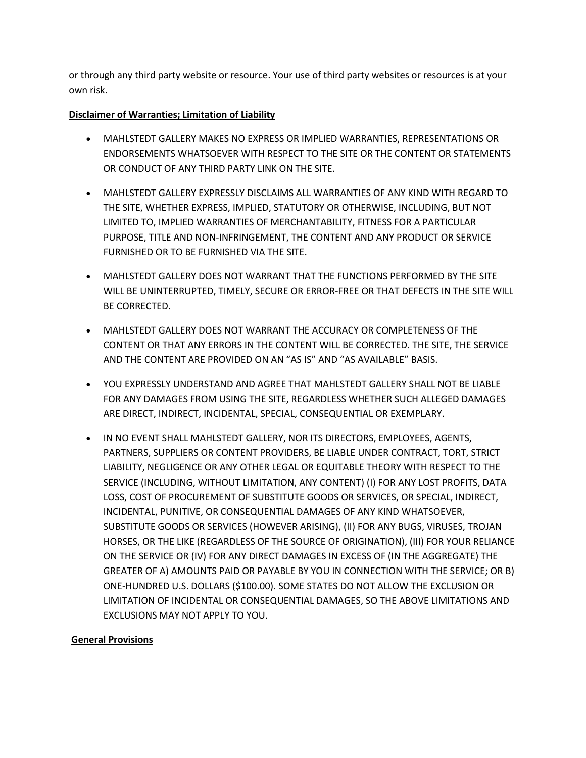or through any third party website or resource. Your use of third party websites or resources is at your own risk.

**Disclaimer of Warranties; Limitation of Liability**

- MAHLSTEDT GALLERY MAKES NO EXPRESS OR IMPLIED WARRANTIES, REPRESENTATIONS OR ENDORSEMENTS WHATSOEVER WITH RESPECT TO THE SITE OR THE CONTENT OR STATEMENTS OR CONDUCT OF ANY THIRD PARTY LINK ON THE SITE.
- MAHLSTEDT GALLERY EXPRESSLY DISCLAIMS ALL WARRANTIES OF ANY KIND WITH REGARD TO THE SITE, WHETHER EXPRESS, IMPLIED, STATUTORY OR OTHERWISE, INCLUDING, BUT NOT LIMITED TO, IMPLIED WARRANTIES OF MERCHANTABILITY, FITNESS FOR A PARTICULAR PURPOSE, TITLE AND NON-INFRINGEMENT, THE CONTENT AND ANY PRODUCT OR SERVICE FURNISHED OR TO BE FURNISHED VIA THE SITE.
- MAHLSTEDT GALLERY DOES NOT WARRANT THAT THE FUNCTIONS PERFORMED BY THE SITE WILL BE UNINTERRUPTED, TIMELY, SECURE OR ERROR-FREE OR THAT DEFECTS IN THE SITE WILL BE CORRECTED.
- MAHLSTEDT GALLERY DOES NOT WARRANT THE ACCURACY OR COMPLETENESS OF THE CONTENT OR THAT ANY ERRORS IN THE CONTENT WILL BE CORRECTED. THE SITE, THE SERVICE AND THE CONTENT ARE PROVIDED ON AN "AS IS" AND "AS AVAILABLE" BASIS.
- YOU EXPRESSLY UNDERSTAND AND AGREE THAT MAHLSTEDT GALLERY SHALL NOT BE LIABLE FOR ANY DAMAGES FROM USING THE SITE, REGARDLESS WHETHER SUCH ALLEGED DAMAGES ARE DIRECT, INDIRECT, INCIDENTAL, SPECIAL, CONSEQUENTIAL OR EXEMPLARY.
- IN NO EVENT SHALL MAHLSTEDT GALLERY, NOR ITS DIRECTORS, EMPLOYEES, AGENTS, PARTNERS, SUPPLIERS OR CONTENT PROVIDERS, BE LIABLE UNDER CONTRACT, TORT, STRICT LIABILITY, NEGLIGENCE OR ANY OTHER LEGAL OR EQUITABLE THEORY WITH RESPECT TO THE SERVICE (INCLUDING, WITHOUT LIMITATION, ANY CONTENT) (I) FOR ANY LOST PROFITS, DATA LOSS, COST OF PROCUREMENT OF SUBSTITUTE GOODS OR SERVICES, OR SPECIAL, INDIRECT, INCIDENTAL, PUNITIVE, OR CONSEQUENTIAL DAMAGES OF ANY KIND WHATSOEVER, SUBSTITUTE GOODS OR SERVICES (HOWEVER ARISING), (II) FOR ANY BUGS, VIRUSES, TROJAN HORSES, OR THE LIKE (REGARDLESS OF THE SOURCE OF ORIGINATION), (III) FOR YOUR RELIANCE ON THE SERVICE OR (IV) FOR ANY DIRECT DAMAGES IN EXCESS OF (IN THE AGGREGATE) THE GREATER OF A) AMOUNTS PAID OR PAYABLE BY YOU IN CONNECTION WITH THE SERVICE; OR B) ONE-HUNDRED U.S. DOLLARS ($100.00). SOME STATES DO NOT ALLOW THE EXCLUSION OR LIMITATION OF INCIDENTAL OR CONSEQUENTIAL DAMAGES, SO THE ABOVE LIMITATIONS AND EXCLUSIONS MAY NOT APPLY TO YOU.

**General Provisions**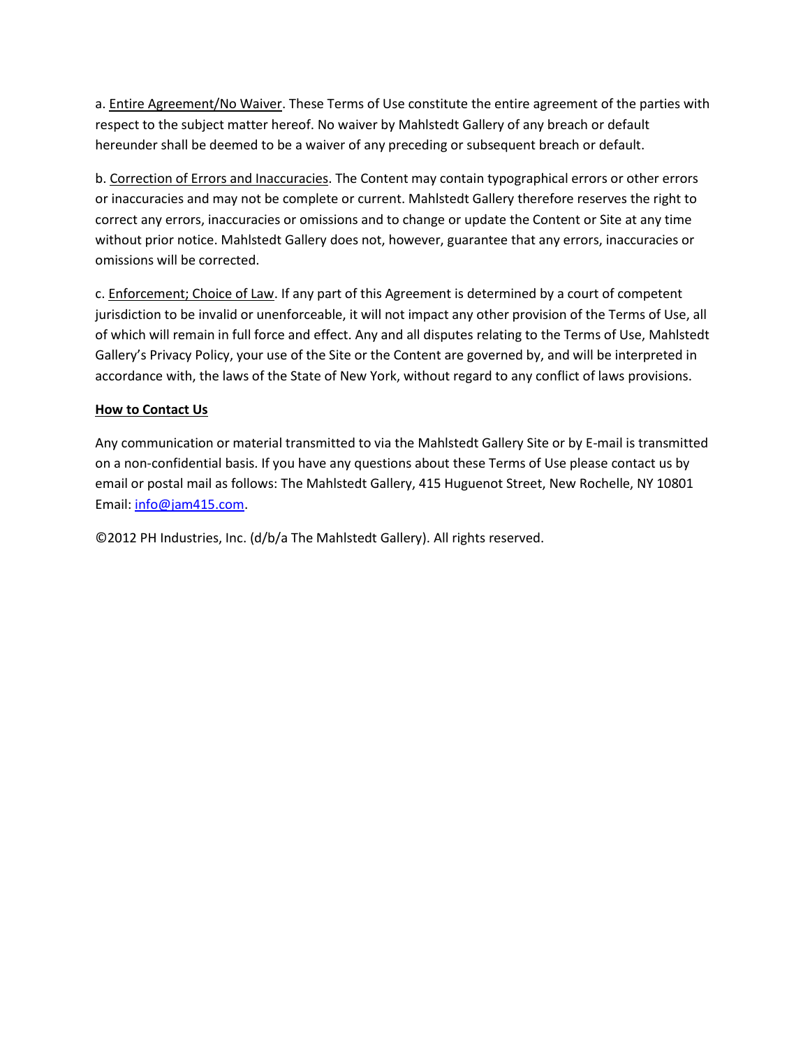a. Entire Agreement/No Waiver. These Terms of Use constitute the entire agreement of the parties with respect to the subject matter hereof. No waiver by Mahlstedt Gallery of any breach or default hereunder shall be deemed to be a waiver of any preceding or subsequent breach or default.

b. Correction of Errors and Inaccuracies. The Content may contain typographical errors or other errors or inaccuracies and may not be complete or current. Mahlstedt Gallery therefore reserves the right to correct any errors, inaccuracies or omissions and to change or update the Content or Site at any time without prior notice. Mahlstedt Gallery does not, however, guarantee that any errors, inaccuracies or omissions will be corrected.

c. Enforcement; Choice of Law. If any part of this Agreement is determined by a court of competent jurisdiction to be invalid or unenforceable, it will not impact any other provision of the Terms of Use, all of which will remain in full force and effect. Any and all disputes relating to the Terms of Use, Mahlstedt Gallery's Privacy Policy, your use of the Site or the Content are governed by, and will be interpreted in accordance with, the laws of the State of New York, without regard to any conflict of laws provisions.

**How to Contact Us**

Any communication or material transmitted to via the Mahlstedt Gallery Site or by E-mail is transmitted on a non-confidential basis. If you have any questions about these Terms of Use please contact us by email or postal mail as follows: The Mahlstedt Gallery, 415 Huguenot Street, New Rochelle, NY 10801 Email: info@jam415.com.

©2012 PH Industries, Inc. (d/b/a The Mahlstedt Gallery). All rights reserved.